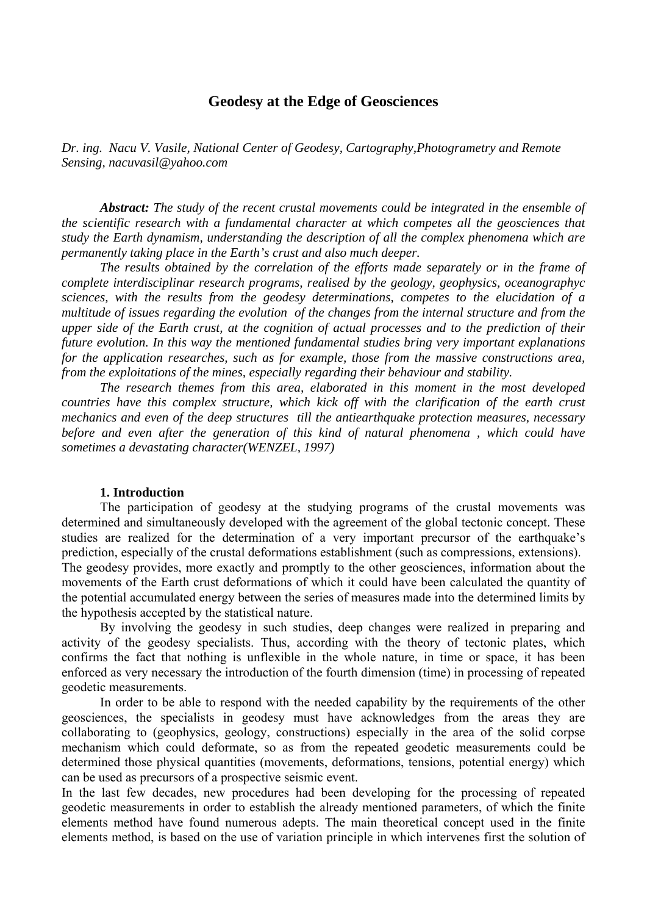# Geodesy at the Edge of Geosciences

*Dr. ing. Nacu V. Vasile, National Center of Geodesy, Cartography,Photogrametry and Remote Sensing, nacuvasil@yahoo.com*

***Abstract:*** *The study of the recent crustal movements could be integrated in the ensemble of the scientific research with a fundamental character at which competes all the geosciences that study the Earth dynamism, understanding the description of all the complex phenomena which are permanently taking place in the Earth's crust and also much deeper.*

*The results obtained by the correlation of the efforts made separately or in the frame of complete interdisciplinar research programs, realised by the geology, geophysics, oceanographyc sciences, with the results from the geodesy determinations, competes to the elucidation of a multitude of issues regarding the evolution of the changes from the internal structure and from the upper side of the Earth crust, at the cognition of actual processes and to the prediction of their future evolution. In this way the mentioned fundamental studies bring very important explanations for the application researches, such as for example, those from the massive constructions area, from the exploitations of the mines, especially regarding their behaviour and stability.*

*The research themes from this area, elaborated in this moment in the most developed countries have this complex structure, which kick off with the clarification of the earth crust mechanics and even of the deep structures till the antiearthquake protection measures, necessary before and even after the generation of this kind of natural phenomena , which could have sometimes a devastating character(WENZEL, 1997)*

## 1. Introduction

The participation of geodesy at the studying programs of the crustal movements was determined and simultaneously developed with the agreement of the global tectonic concept. These studies are realized for the determination of a very important precursor of the earthquake's prediction, especially of the crustal deformations establishment (such as compressions, extensions). The geodesy provides, more exactly and promptly to the other geosciences, information about the movements of the Earth crust deformations of which it could have been calculated the quantity of the potential accumulated energy between the series of measures made into the determined limits by the hypothesis accepted by the statistical nature.

By involving the geodesy in such studies, deep changes were realized in preparing and activity of the geodesy specialists. Thus, according with the theory of tectonic plates, which confirms the fact that nothing is unflexible in the whole nature, in time or space, it has been enforced as very necessary the introduction of the fourth dimension (time) in processing of repeated geodetic measurements.

In order to be able to respond with the needed capability by the requirements of the other geosciences, the specialists in geodesy must have acknowledges from the areas they are collaborating to (geophysics, geology, constructions) especially in the area of the solid corpse mechanism which could deformate, so as from the repeated geodetic measurements could be determined those physical quantities (movements, deformations, tensions, potential energy) which can be used as precursors of a prospective seismic event.

In the last few decades, new procedures had been developing for the processing of repeated geodetic measurements in order to establish the already mentioned parameters, of which the finite elements method have found numerous adepts. The main theoretical concept used in the finite elements method, is based on the use of variation principle in which intervenes first the solution of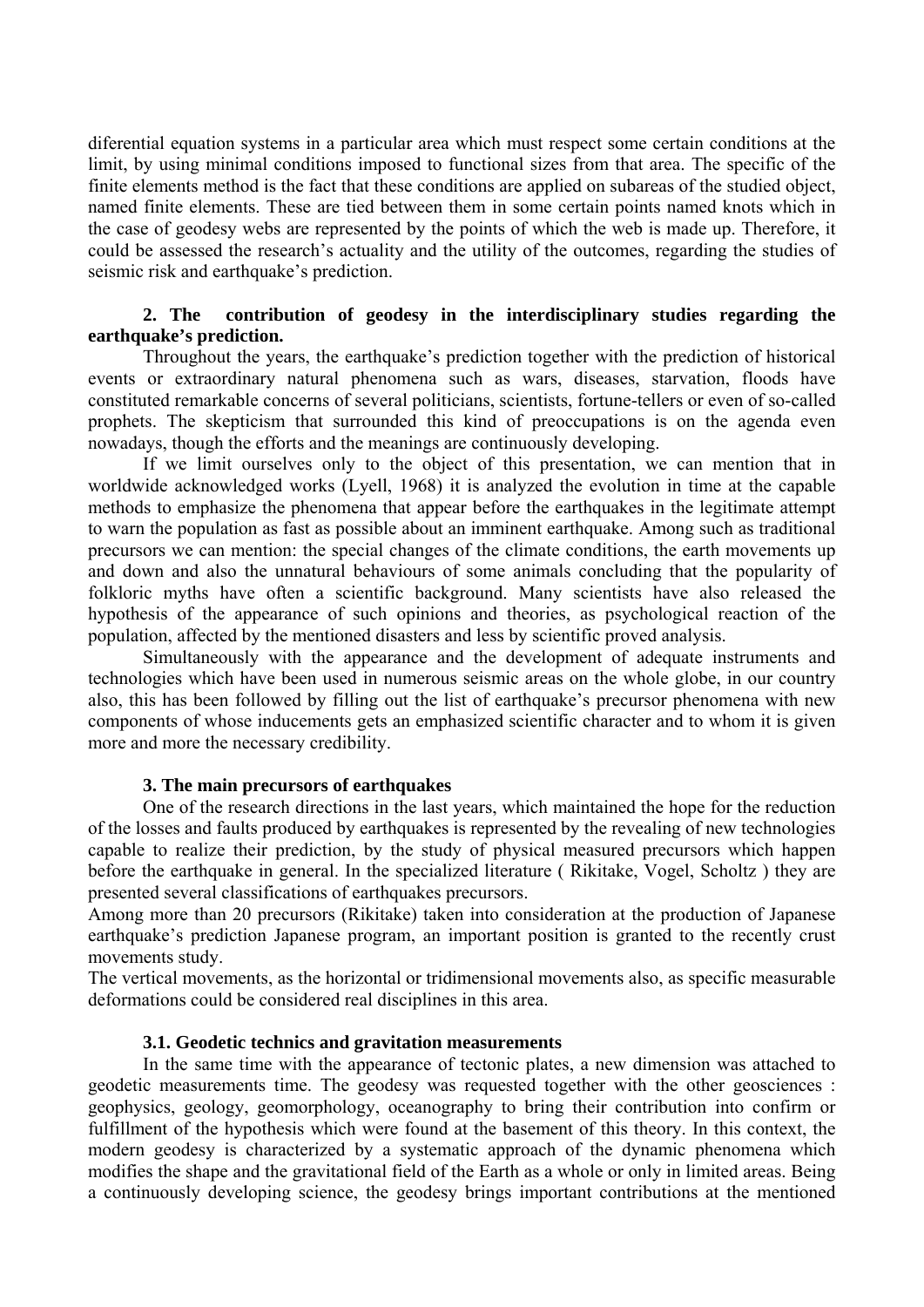diferential equation systems in a particular area which must respect some certain conditions at the limit, by using minimal conditions imposed to functional sizes from that area. The specific of the finite elements method is the fact that these conditions are applied on subareas of the studied object, named finite elements. These are tied between them in some certain points named knots which in the case of geodesy webs are represented by the points of which the web is made up. Therefore, it could be assessed the research's actuality and the utility of the outcomes, regarding the studies of seismic risk and earthquake's prediction.

## 2. The contribution of geodesy in the interdisciplinary studies regarding the earthquake's prediction.

Throughout the years, the earthquake's prediction together with the prediction of historical events or extraordinary natural phenomena such as wars, diseases, starvation, floods have constituted remarkable concerns of several politicians, scientists, fortune-tellers or even of so-called prophets. The skepticism that surrounded this kind of preoccupations is on the agenda even nowadays, though the efforts and the meanings are continuously developing.

If we limit ourselves only to the object of this presentation, we can mention that in worldwide acknowledged works (Lyell, 1968) it is analyzed the evolution in time at the capable methods to emphasize the phenomena that appear before the earthquakes in the legitimate attempt to warn the population as fast as possible about an imminent earthquake. Among such as traditional precursors we can mention: the special changes of the climate conditions, the earth movements up and down and also the unnatural behaviours of some animals concluding that the popularity of folkloric myths have often a scientific background. Many scientists have also released the hypothesis of the appearance of such opinions and theories, as psychological reaction of the population, affected by the mentioned disasters and less by scientific proved analysis.

Simultaneously with the appearance and the development of adequate instruments and technologies which have been used in numerous seismic areas on the whole globe, in our country also, this has been followed by filling out the list of earthquake's precursor phenomena with new components of whose inducements gets an emphasized scientific character and to whom it is given more and more the necessary credibility.

## 3. The main precursors of earthquakes

One of the research directions in the last years, which maintained the hope for the reduction of the losses and faults produced by earthquakes is represented by the revealing of new technologies capable to realize their prediction, by the study of physical measured precursors which happen before the earthquake in general. In the specialized literature ( Rikitake, Vogel, Scholtz ) they are presented several classifications of earthquakes precursors.

Among more than 20 precursors (Rikitake) taken into consideration at the production of Japanese earthquake's prediction Japanese program, an important position is granted to the recently crust movements study.

The vertical movements, as the horizontal or tridimensional movements also, as specific measurable deformations could be considered real disciplines in this area.

### 3.1. Geodetic technics and gravitation measurements

In the same time with the appearance of tectonic plates, a new dimension was attached to geodetic measurements time. The geodesy was requested together with the other geosciences : geophysics, geology, geomorphology, oceanography to bring their contribution into confirm or fulfillment of the hypothesis which were found at the basement of this theory. In this context, the modern geodesy is characterized by a systematic approach of the dynamic phenomena which modifies the shape and the gravitational field of the Earth as a whole or only in limited areas. Being a continuously developing science, the geodesy brings important contributions at the mentioned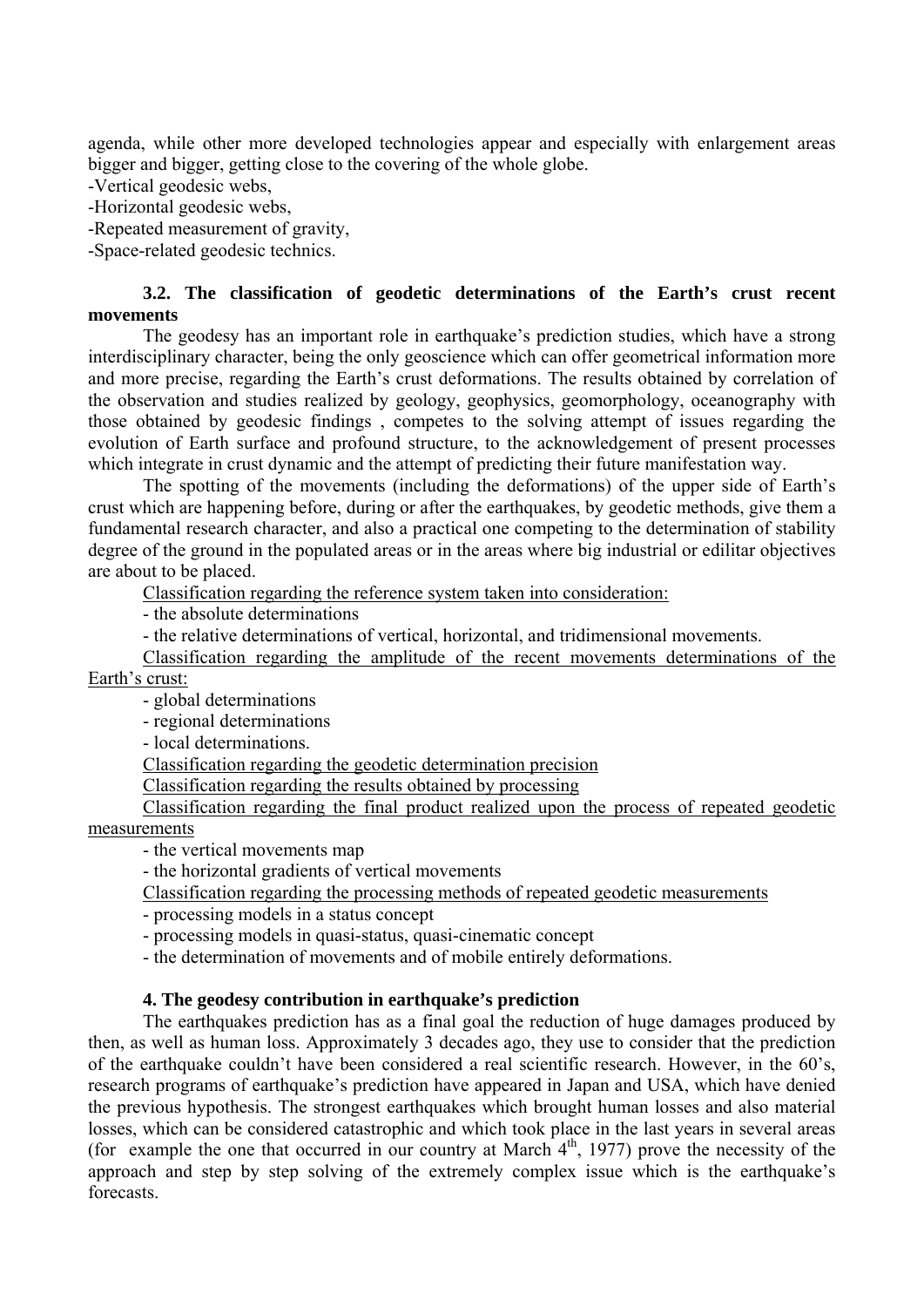agenda, while other more developed technologies appear and especially with enlargement areas bigger and bigger, getting close to the covering of the whole globe.

-Vertical geodesic webs,

-Horizontal geodesic webs,

-Repeated measurement of gravity,

-Space-related geodesic technics.

### 3.2. The classification of geodetic determinations of the Earth's crust recent movements

The geodesy has an important role in earthquake's prediction studies, which have a strong interdisciplinary character, being the only geoscience which can offer geometrical information more and more precise, regarding the Earth's crust deformations. The results obtained by correlation of the observation and studies realized by geology, geophysics, geomorphology, oceanography with those obtained by geodesic findings , competes to the solving attempt of issues regarding the evolution of Earth surface and profound structure, to the acknowledgement of present processes which integrate in crust dynamic and the attempt of predicting their future manifestation way.

The spotting of the movements (including the deformations) of the upper side of Earth's crust which are happening before, during or after the earthquakes, by geodetic methods, give them a fundamental research character, and also a practical one competing to the determination of stability degree of the ground in the populated areas or in the areas where big industrial or edilitar objectives are about to be placed.

<u>Classification regarding the reference system taken into consideration:</u>

- the absolute determinations
- the relative determinations of vertical, horizontal, and tridimensional movements.

<u>Classification regarding the amplitude of the recent movements determinations of the Earth's crust:</u>

- global determinations
- regional determinations
- local determinations.

<u>Classification regarding the geodetic determination precision</u>

<u>Classification regarding the results obtained by processing</u>

<u>Classification regarding the final product realized upon the process of repeated geodetic measurements</u>

- the vertical movements map
- the horizontal gradients of vertical movements

<u>Classification regarding the processing methods of repeated geodetic measurements</u>

- processing models in a status concept
- processing models in quasi-status, quasi-cinematic concept
- the determination of movements and of mobile entirely deformations.

## 4. The geodesy contribution in earthquake's prediction

The earthquakes prediction has as a final goal the reduction of huge damages produced by then, as well as human loss. Approximately 3 decades ago, they use to consider that the prediction of the earthquake couldn't have been considered a real scientific research. However, in the 60's, research programs of earthquake's prediction have appeared in Japan and USA, which have denied the previous hypothesis. The strongest earthquakes which brought human losses and also material losses, which can be considered catastrophic and which took place in the last years in several areas (for example the one that occurred in our country at March 4th, 1977) prove the necessity of the approach and step by step solving of the extremely complex issue which is the earthquake's forecasts.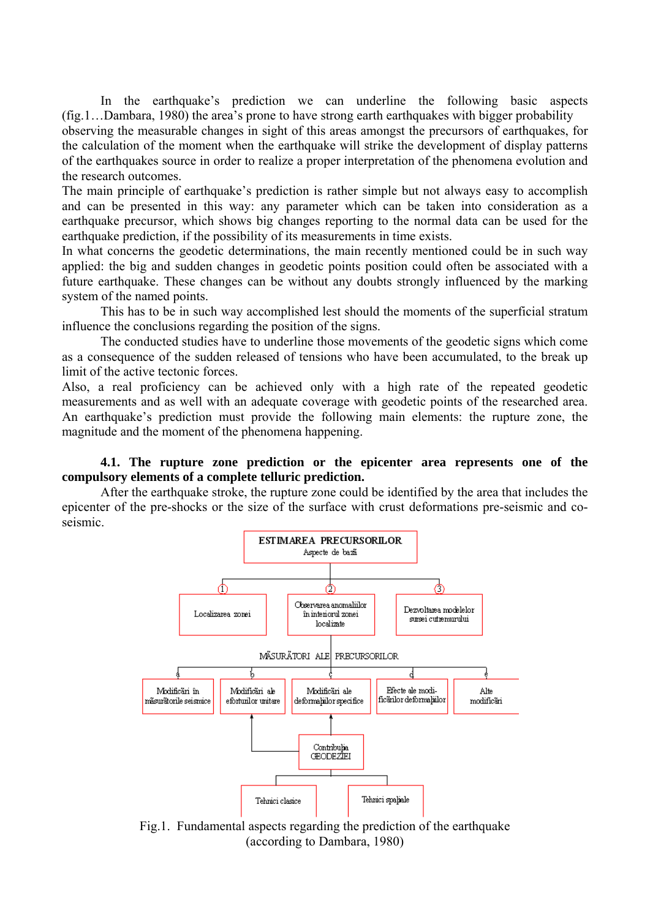In the earthquake's prediction we can underline the following basic aspects (fig.1…Dambara, 1980) the area's prone to have strong earth earthquakes with bigger probability observing the measurable changes in sight of this areas amongst the precursors of earthquakes, for the calculation of the moment when the earthquake will strike the development of display patterns of the earthquakes source in order to realize a proper interpretation of the phenomena evolution and the research outcomes.

The main principle of earthquake's prediction is rather simple but not always easy to accomplish and can be presented in this way: any parameter which can be taken into consideration as a earthquake precursor, which shows big changes reporting to the normal data can be used for the earthquake prediction, if the possibility of its measurements in time exists.

In what concerns the geodetic determinations, the main recently mentioned could be in such way applied: the big and sudden changes in geodetic points position could often be associated with a future earthquake. These changes can be without any doubts strongly influenced by the marking system of the named points.

This has to be in such way accomplished lest should the moments of the superficial stratum influence the conclusions regarding the position of the signs.

The conducted studies have to underline those movements of the geodetic signs which come as a consequence of the sudden released of tensions who have been accumulated, to the break up limit of the active tectonic forces.

Also, a real proficiency can be achieved only with a high rate of the repeated geodetic measurements and as well with an adequate coverage with geodetic points of the researched area. An earthquake's prediction must provide the following main elements: the rupture zone, the magnitude and the moment of the phenomena happening.

**4.1. The rupture zone prediction or the epicenter area represents one of the compulsory elements of a complete telluric prediction.**

After the earthquake stroke, the rupture zone could be identified by the area that includes the epicenter of the pre-shocks or the size of the surface with crust deformations pre-seismic and co-seismic.

ESTIMAREA PRECURSORILOR
Aspecte de bază

1. Localizarea zonei
2. Observarea anomaliilor în interiorul zonei localizate
3. Dezvoltarea modelelor sursei cutremurului

MĂSURĂTORI ALE PRECURSORILOR

a. Modificări în măsurătorile seismice
b. Modificări ale eforturilor unitare
c. Modificări ale deformaţiilor specifice
d. Efecte ale modificărilor deformaţiilor
e. Alte modificări

Contribuţia GEODEZIEI
- Tehnici clasice
- Tehnici spaţiale

Fig.1. Fundamental aspects regarding the prediction of the earthquake (according to Dambara, 1980)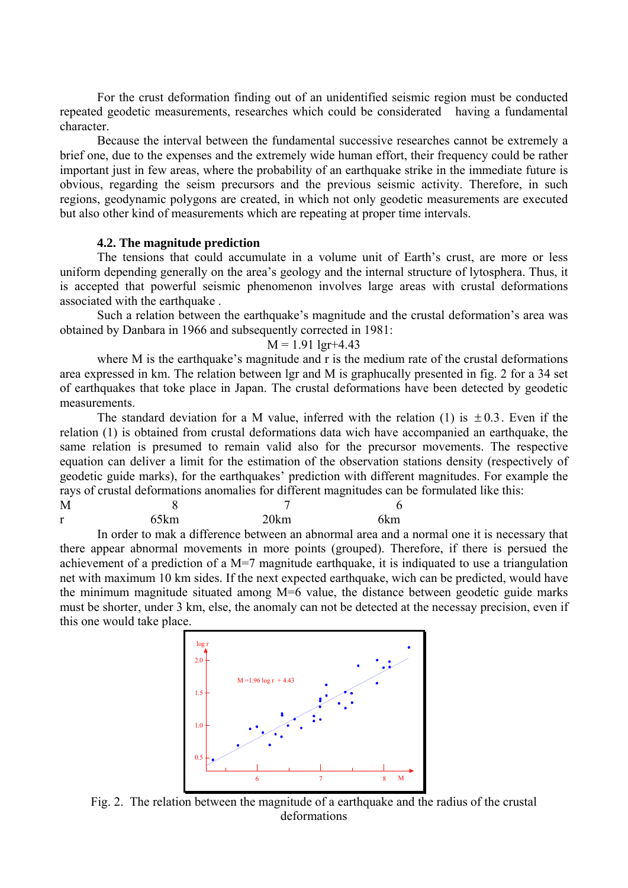For the crust deformation finding out of an unidentified seismic region must be conducted repeated geodetic measurements, researches which could be considered having a fundamental character.

Because the interval between the fundamental successive researches cannot be extremely a brief one, due to the expenses and the extremely wide human effort, their frequency could be rather important just in few areas, where the probability of an earthquake strike in the immediate future is obvious, regarding the seism precursors and the previous seismic activity. Therefore, in such regions, geodynamic polygons are created, in which not only geodetic measurements are executed but also other kind of measurements which are repeating at proper time intervals.

### 4.2. The magnitude prediction

The tensions that could accumulate in a volume unit of Earth's crust, are more or less uniform depending generally on the area's geology and the internal structure of lytosphera. Thus, it is accepted that powerful seismic phenomenon involves large areas with crustal deformations associated with the earthquake .

Such a relation between the earthquake's magnitude and the crustal deformation's area was obtained by Danbara in 1966 and subsequently corrected in 1981:

$$M = 1.91 \lg r + 4.43$$

where M is the earthquake's magnitude and r is the medium rate of the crustal deformations area expressed in km. The relation between lgr and M is graphucally presented in fig. 2 for a 34 set of earthquakes that toke place in Japan. The crustal deformations have been detected by geodetic measurements.

The standard deviation for a M value, inferred with the relation (1) is $\pm 0.3$. Even if the relation (1) is obtained from crustal deformations data wich have accompanied an earthquake, the same relation is presumed to remain valid also for the precursor movements. The respective equation can deliver a limit for the estimation of the observation stations density (respectively of geodetic guide marks), for the earthquakes' prediction with different magnitudes. For example the rays of crustal deformations anomalies for different magnitudes can be formulated like this:

| M | 8 | 7 | 6 |
|---|---|---|---|
| r | 65km | 20km | 6km |

In order to mak a difference between an abnormal area and a normal one it is necessary that there appear abnormal movements in more points (grouped). Therefore, if there is persued the achievement of a prediction of a M=7 magnitude earthquake, it is indiquated to use a triangulation net with maximum 10 km sides. If the next expected earthquake, wich can be predicted, would have the minimum magnitude situated among M=6 value, the distance between geodetic guide marks must be shorter, under 3 km, else, the anomaly can not be detected at the necessay precision, even if this one would take place.

Fig. 2. The relation between the magnitude of a earthquake and the radius of the crustal deformations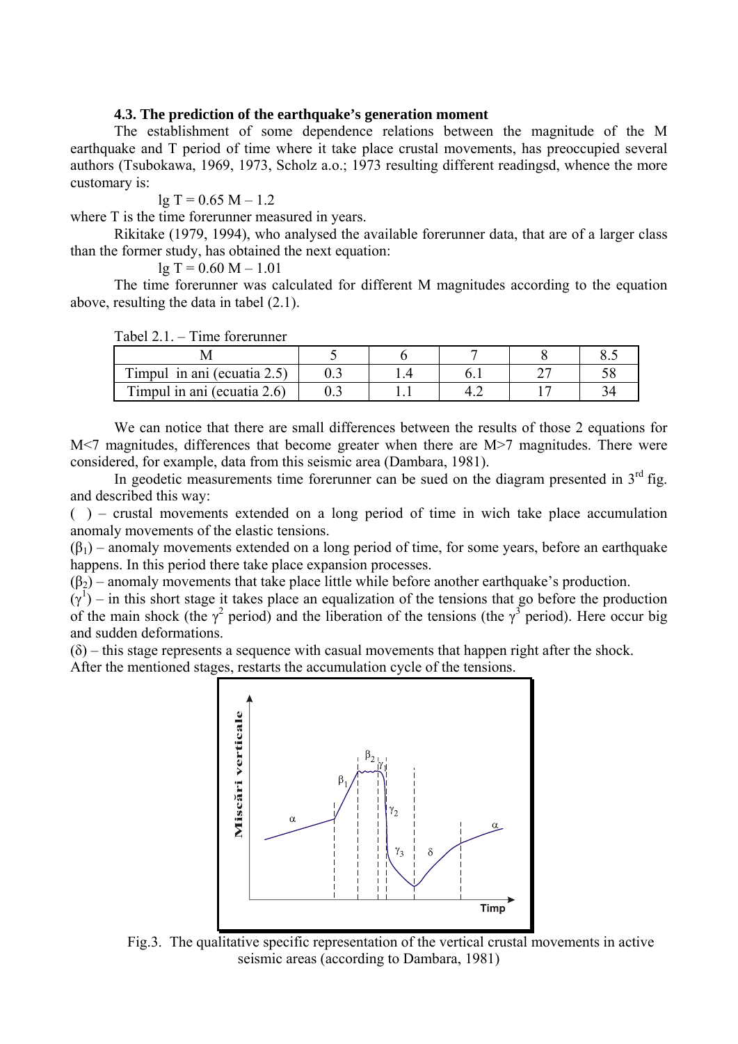### 4.3. The prediction of the earthquake's generation moment

The establishment of some dependence relations between the magnitude of the M earthquake and T period of time where it take place crustal movements, has preoccupied several authors (Tsubokawa, 1969, 1973, Scholz a.o.; 1973 resulting different readingsd, whence the more customary is:

$$\lg T = 0.65\ M - 1.2$$

where T is the time forerunner measured in years.

Rikitake (1979, 1994), who analysed the available forerunner data, that are of a larger class than the former study, has obtained the next equation:

$$\lg T = 0.60\ M - 1.01$$

The time forerunner was calculated for different M magnitudes according to the equation above, resulting the data in tabel (2.1).

Tabel 2.1. – Time forerunner

| M | 5 | 6 | 7 | 8 | 8.5 |
|---|---|---|---|---|---|
| Timpul in ani (ecuatia 2.5) | 0.3 | 1.4 | 6.1 | 27 | 58 |
| Timpul in ani (ecuatia 2.6) | 0.3 | 1.1 | 4.2 | 17 | 34 |

We can notice that there are small differences between the results of those 2 equations for M<7 magnitudes, differences that become greater when there are M>7 magnitudes. There were considered, for example, data from this seismic area (Dambara, 1981).

In geodetic measurements time forerunner can be sued on the diagram presented in 3rd fig. and described this way:

( ) – crustal movements extended on a long period of time in wich take place accumulation anomaly movements of the elastic tensions.

($\beta_1$) – anomaly movements extended on a long period of time, for some years, before an earthquake happens. In this period there take place expansion processes.

($\beta_2$) – anomaly movements that take place little while before another earthquake's production.

($\gamma^1$) – in this short stage it takes place an equalization of the tensions that go before the production of the main shock (the $\gamma^2$ period) and the liberation of the tensions (the $\gamma^3$ period). Here occur big and sudden deformations.

($\delta$) – this stage represents a sequence with casual movements that happen right after the shock.

After the mentioned stages, restarts the accumulation cycle of the tensions.

Fig.3. The qualitative specific representation of the vertical crustal movements in active seismic areas (according to Dambara, 1981)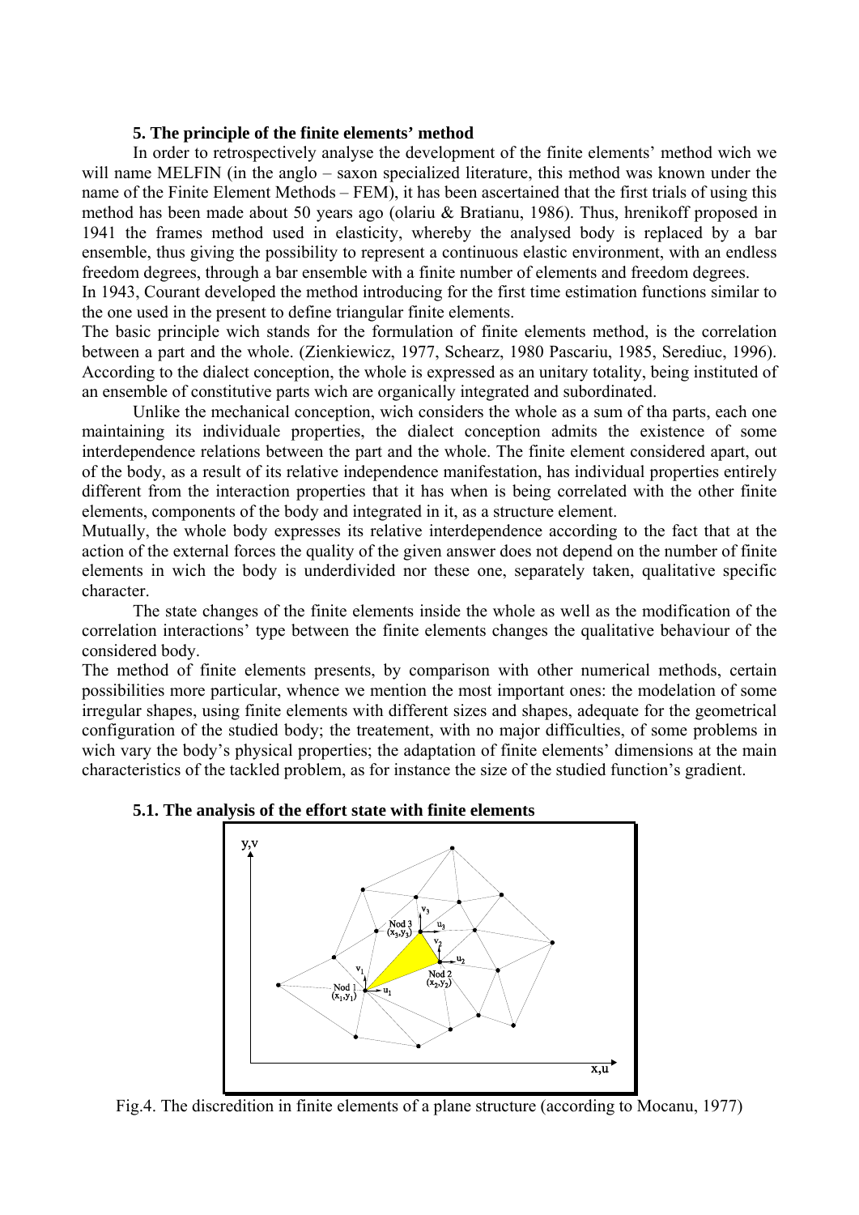### 5. The principle of the finite elements' method

In order to retrospectively analyse the development of the finite elements' method wich we will name MELFIN (in the anglo – saxon specialized literature, this method was known under the name of the Finite Element Methods – FEM), it has been ascertained that the first trials of using this method has been made about 50 years ago (olariu & Bratianu, 1986). Thus, hrenikoff proposed in 1941 the frames method used in elasticity, whereby the analysed body is replaced by a bar ensemble, thus giving the possibility to represent a continuous elastic environment, with an endless freedom degrees, through a bar ensemble with a finite number of elements and freedom degrees.

In 1943, Courant developed the method introducing for the first time estimation functions similar to the one used in the present to define triangular finite elements.

The basic principle wich stands for the formulation of finite elements method, is the correlation between a part and the whole. (Zienkiewicz, 1977, Schearz, 1980 Pascariu, 1985, Serediuc, 1996). According to the dialect conception, the whole is expressed as an unitary totality, being instituted of an ensemble of constitutive parts wich are organically integrated and subordinated.

Unlike the mechanical conception, wich considers the whole as a sum of tha parts, each one maintaining its individuale properties, the dialect conception admits the existence of some interdependence relations between the part and the whole. The finite element considered apart, out of the body, as a result of its relative independence manifestation, has individual properties entirely different from the interaction properties that it has when is being correlated with the other finite elements, components of the body and integrated in it, as a structure element.

Mutually, the whole body expresses its relative interdependence according to the fact that at the action of the external forces the quality of the given answer does not depend on the number of finite elements in wich the body is underdivided nor these one, separately taken, qualitative specific character.

The state changes of the finite elements inside the whole as well as the modification of the correlation interactions' type between the finite elements changes the qualitative behaviour of the considered body.

The method of finite elements presents, by comparison with other numerical methods, certain possibilities more particular, whence we mention the most important ones: the modelation of some irregular shapes, using finite elements with different sizes and shapes, adequate for the geometrical configuration of the studied body; the treatement, with no major difficulties, of some problems in wich vary the body's physical properties; the adaptation of finite elements' dimensions at the main characteristics of the tackled problem, as for instance the size of the studied function's gradient.

#### 5.1. The analysis of the effort state with finite elements

Fig.4. The discredition in finite elements of a plane structure (according to Mocanu, 1977)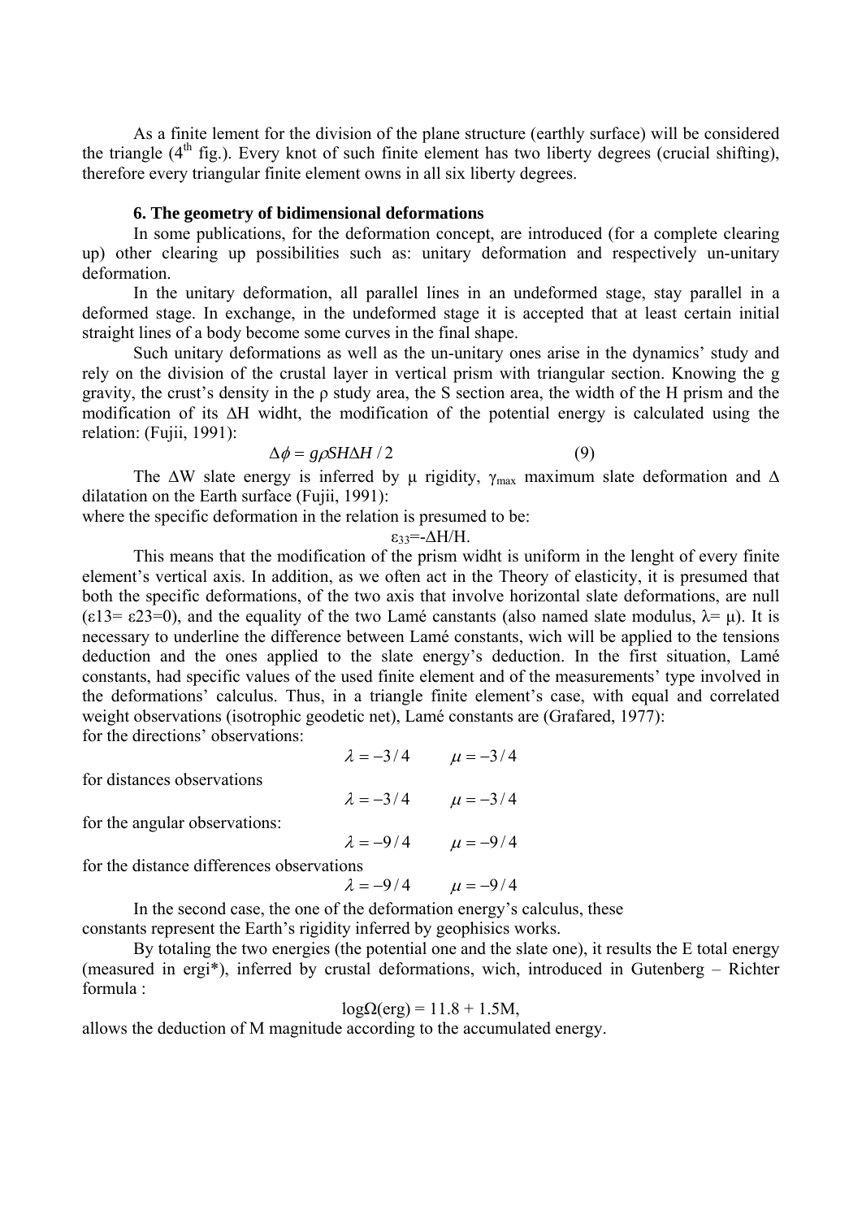As a finite lement for the division of the plane structure (earthly surface) will be considered the triangle (4th fig.). Every knot of such finite element has two liberty degrees (crucial shifting), therefore every triangular finite element owns in all six liberty degrees.

### 6. The geometry of bidimensional deformations

In some publications, for the deformation concept, are introduced (for a complete clearing up) other clearing up possibilities such as: unitary deformation and respectively un-unitary deformation.

In the unitary deformation, all parallel lines in an undeformed stage, stay parallel in a deformed stage. In exchange, in the undeformed stage it is accepted that at least certain initial straight lines of a body become some curves in the final shape.

Such unitary deformations as well as the un-unitary ones arise in the dynamics' study and rely on the division of the crustal layer in vertical prism with triangular section. Knowing the g gravity, the crust's density in the ρ study area, the S section area, the width of the H prism and the modification of its ΔH widht, the modification of the potential energy is calculated using the relation: (Fujii, 1991):

$$\Delta\phi = g\rho SH\Delta H / 2 \qquad (9)$$

The ΔW slate energy is inferred by μ rigidity, $\gamma_{max}$ maximum slate deformation and Δ dilatation on the Earth surface (Fujii, 1991):

where the specific deformation in the relation is presumed to be:

$$\varepsilon_{33} = -\Delta H / H.$$

This means that the modification of the prism widht is uniform in the lenght of every finite element's vertical axis. In addition, as we often act in the Theory of elasticity, it is presumed that both the specific deformations, of the two axis that involve horizontal slate deformations, are null ($\varepsilon_{13} = \varepsilon_{23} = 0$), and the equality of the two Lamé canstants (also named slate modulus, $\lambda = \mu$). It is necessary to underline the difference between Lamé constants, wich will be applied to the tensions deduction and the ones applied to the slate energy's deduction. In the first situation, Lamé constants, had specific values of the used finite element and of the measurements' type involved in the deformations' calculus. Thus, in a triangle finite element's case, with equal and correlated weight observations (isotrophic geodetic net), Lamé constants are (Grafared, 1977):

for the directions' observations:

$$\lambda = -3/4 \qquad \mu = -3/4$$

for distances observations

$$\lambda = -3/4 \qquad \mu = -3/4$$

for the angular observations:

$$\lambda = -9/4 \qquad \mu = -9/4$$

for the distance differences observations

$$\lambda = -9/4 \qquad \mu = -9/4$$

In the second case, the one of the deformation energy's calculus, these constants represent the Earth's rigidity inferred by geophisics works.

By totaling the two energies (the potential one and the slate one), it results the E total energy (measured in ergi*), inferred by crustal deformations, wich, introduced in Gutenberg – Richter formula :

$$\log\Omega(\text{erg}) = 11.8 + 1.5M,$$

allows the deduction of M magnitude according to the accumulated energy.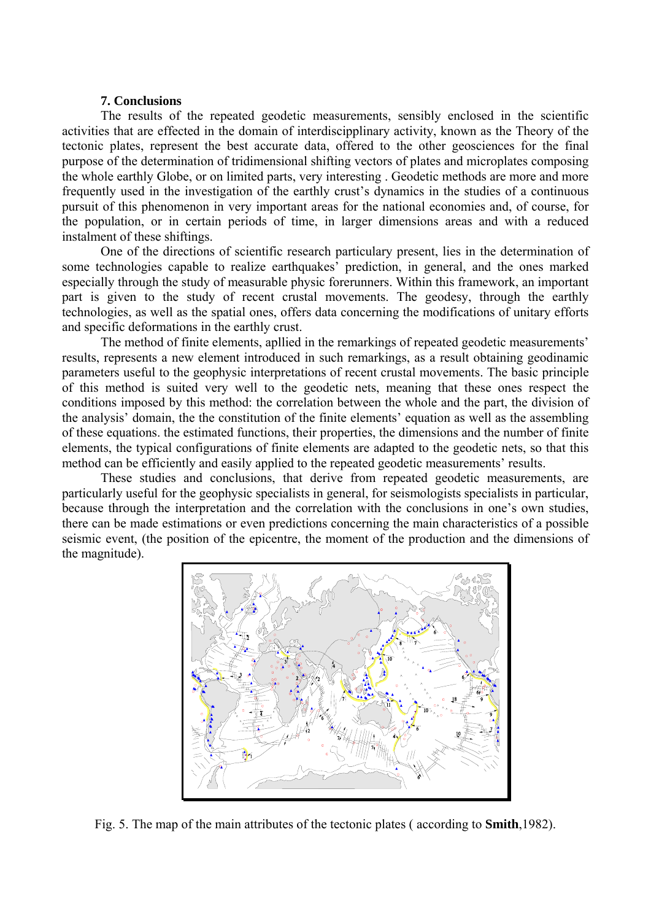## 7. Conclusions

The results of the repeated geodetic measurements, sensibly enclosed in the scientific activities that are effected in the domain of interdiscipplinary activity, known as the Theory of the tectonic plates, represent the best accurate data, offered to the other geosciences for the final purpose of the determination of tridimensional shifting vectors of plates and microplates composing the whole earthly Globe, or on limited parts, very interesting . Geodetic methods are more and more frequently used in the investigation of the earthly crust's dynamics in the studies of a continuous pursuit of this phenomenon in very important areas for the national economies and, of course, for the population, or in certain periods of time, in larger dimensions areas and with a reduced instalment of these shiftings.

One of the directions of scientific research particulary present, lies in the determination of some technologies capable to realize earthquakes' prediction, in general, and the ones marked especially through the study of measurable physic forerunners. Within this framework, an important part is given to the study of recent crustal movements. The geodesy, through the earthly technologies, as well as the spatial ones, offers data concerning the modifications of unitary efforts and specific deformations in the earthly crust.

The method of finite elements, apllied in the remarkings of repeated geodetic measurements' results, represents a new element introduced in such remarkings, as a result obtaining geodinamic parameters useful to the geophysic interpretations of recent crustal movements. The basic principle of this method is suited very well to the geodetic nets, meaning that these ones respect the conditions imposed by this method: the correlation between the whole and the part, the division of the analysis' domain, the the constitution of the finite elements' equation as well as the assembling of these equations. the estimated functions, their properties, the dimensions and the number of finite elements, the typical configurations of finite elements are adapted to the geodetic nets, so that this method can be efficiently and easily applied to the repeated geodetic measurements' results.

These studies and conclusions, that derive from repeated geodetic measurements, are particularly useful for the geophysic specialists in general, for seismologists specialists in particular, because through the interpretation and the correlation with the conclusions in one's own studies, there can be made estimations or even predictions concerning the main characteristics of a possible seismic event, (the position of the epicentre, the moment of the production and the dimensions of the magnitude).

Fig. 5. The map of the main attributes of the tectonic plates ( according to **Smith**,1982).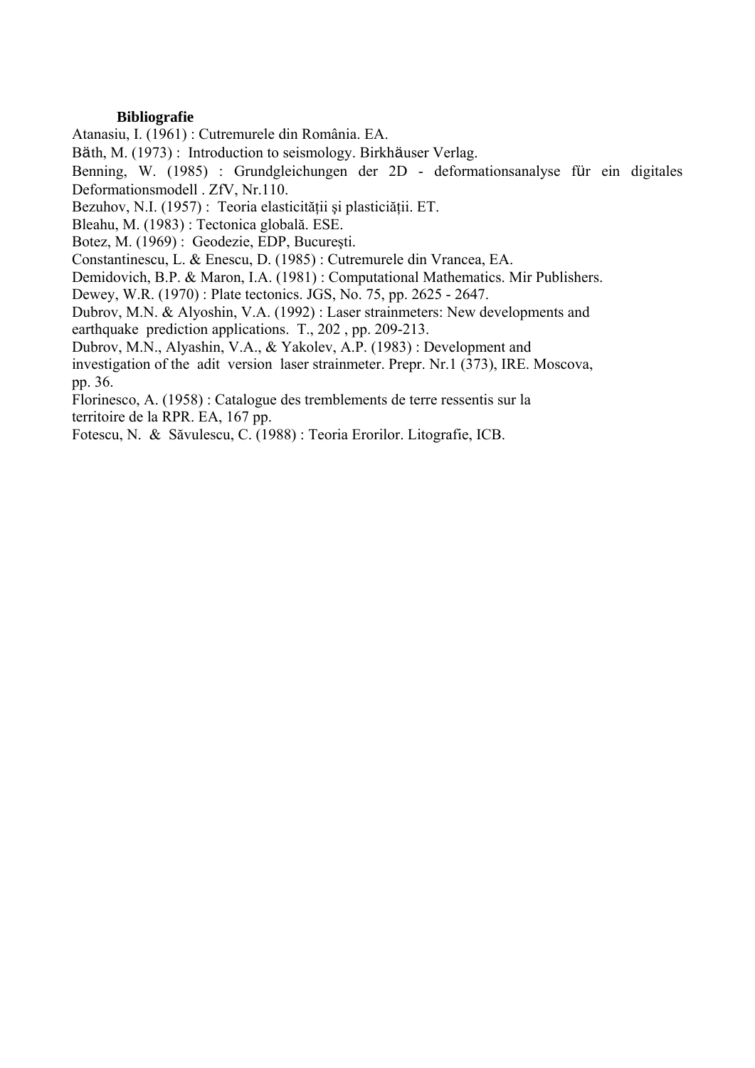**Bibliografie**

Atanasiu, I. (1961) : Cutremurele din România. EA.

Bäth, M. (1973) : Introduction to seismology. Birkhäuser Verlag.

Benning, W. (1985) : Grundgleichungen der 2D - deformationsanalyse für ein digitales Deformationsmodell . ZfV, Nr.110.

Bezuhov, N.I. (1957) : Teoria elasticității şi plasticiății. ET.

Bleahu, M. (1983) : Tectonica globală. ESE.

Botez, M. (1969) : Geodezie, EDP, Bucureşti.

Constantinescu, L. & Enescu, D. (1985) : Cutremurele din Vrancea, EA.

Demidovich, B.P. & Maron, I.A. (1981) : Computational Mathematics. Mir Publishers.

Dewey, W.R. (1970) : Plate tectonics. JGS, No. 75, pp. 2625 - 2647.

Dubrov, M.N. & Alyoshin, V.A. (1992) : Laser strainmeters: New developments and earthquake prediction applications. T., 202 , pp. 209-213.

Dubrov, M.N., Alyashin, V.A., & Yakolev, A.P. (1983) : Development and investigation of the adit version laser strainmeter. Prepr. Nr.1 (373), IRE. Moscova, pp. 36.

Florinesco, A. (1958) : Catalogue des tremblements de terre ressentis sur la territoire de la RPR. EA, 167 pp.

Fotescu, N. & Săvulescu, C. (1988) : Teoria Erorilor. Litografie, ICB.